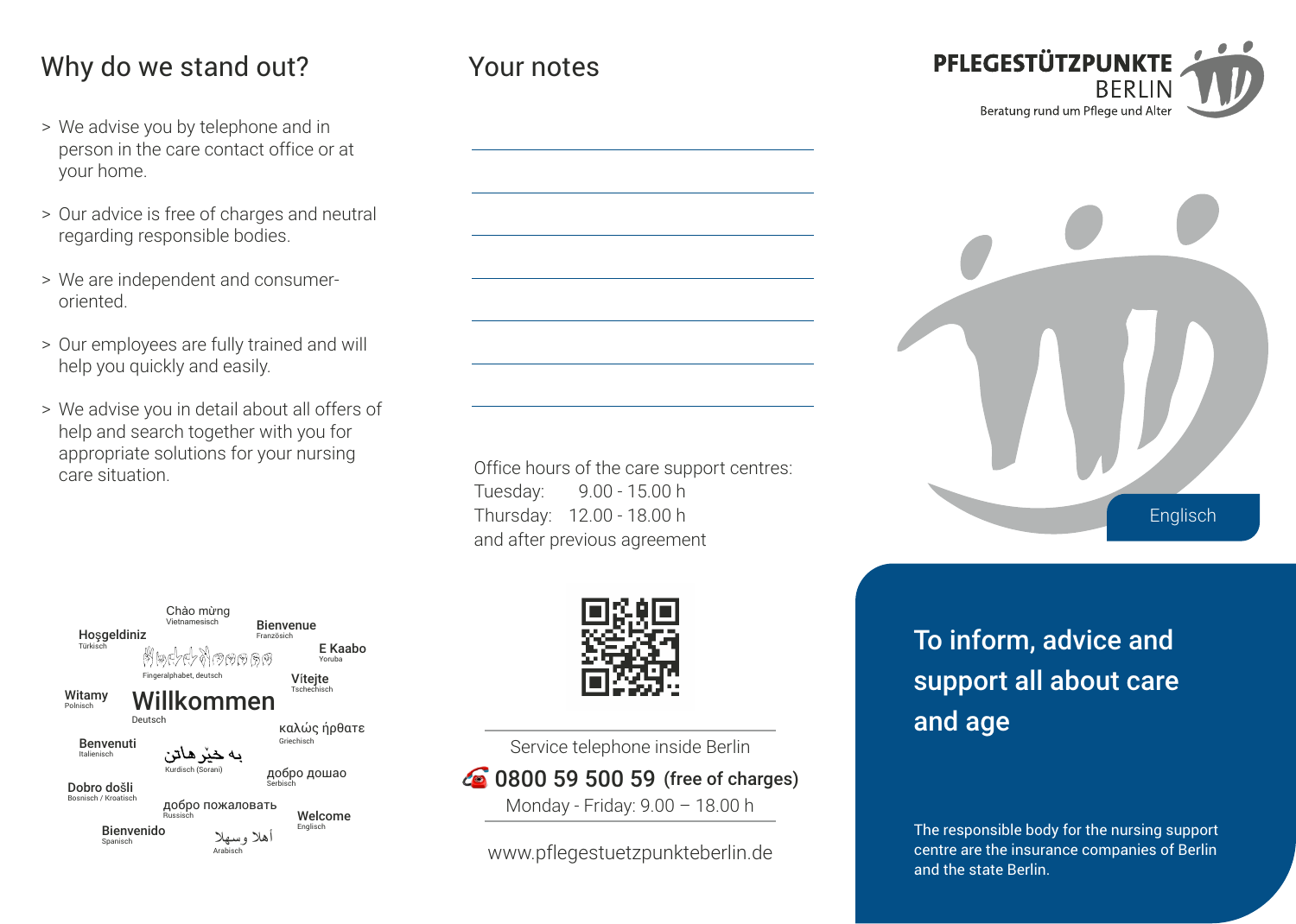## Why do we stand out?

- We advise you by telephone and in person in the care contact office or at your home.
- Our advice is free of charges and neutral regarding responsible bodies.
- We are independent and consumer-oriented.
- Our employees are fully trained and will help you quickly and easily.
- We advise you in detail about all offers of help and search together with you for appropriate solutions for your nursing care situation.

Chào mừng
Vietnamesisch

Hoşgeldiniz
Türkisch

Bienvenue
Französisch

E Kaabo
Yoruba

Fingeralphabet, deutsch

Vitejte
Tschechisch

Witamy
Polnisch

**Willkommen**
Deutsch

καλώς ήρθατε
Griechisch

Benvenuti
Italienisch

به خێر هاتن
Kurdisch (Sorani)

добро дошао
Serbisch

Dobro došli
Bosnisch / Kroatisch

добро пожаловать
Russisch

Welcome
Englisch

Bienvenido
Spanisch

أهلا وسهلا
Arabisch

## Your notes

Office hours of the care support centres:
Tuesday: 9.00 - 15.00 h
Thursday: 12.00 - 18.00 h
and after previous agreement

Service telephone inside Berlin
**0800 59 500 59** (free of charges)
Monday - Friday: 9.00 – 18.00 h

www.pflegestuetzpunkteberlin.de

**PFLEGESTÜTZPUNKTE BERLIN**
Beratung rund um Pflege und Alter

Englisch

# To inform, advice and support all about care and age

The responsible body for the nursing support centre are the insurance companies of Berlin and the state Berlin.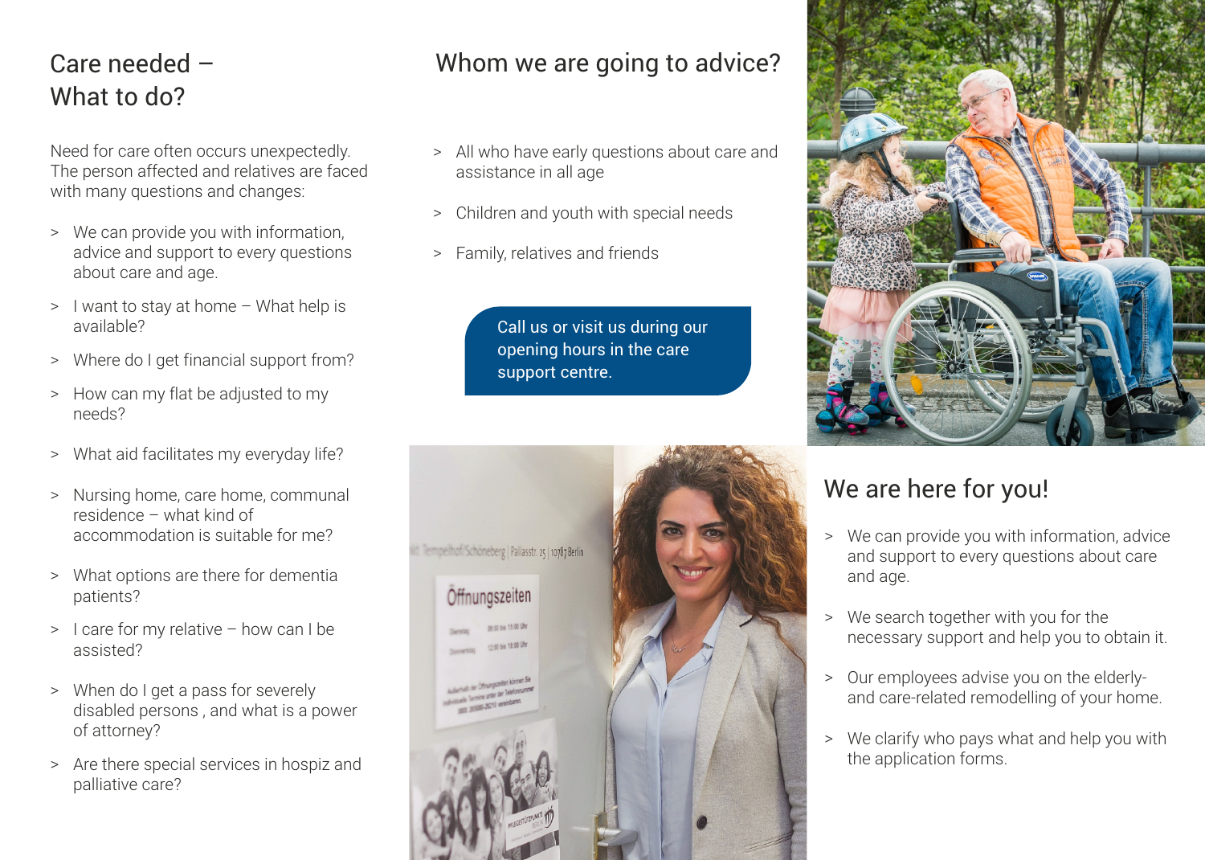## Care needed – What to do?

Need for care often occurs unexpectedly. The person affected and relatives are faced with many questions and changes:

- We can provide you with information, advice and support to every questions about care and age.
- I want to stay at home – What help is available?
- Where do I get financial support from?
- How can my flat be adjusted to my needs?
- What aid facilitates my everyday life?
- Nursing home, care home, communal residence – what kind of accommodation is suitable for me?
- What options are there for dementia patients?
- I care for my relative – how can I be assisted?
- When do I get a pass for severely disabled persons , and what is a power of attorney?
- Are there special services in hospiz and palliative care?

## Whom we are going to advice?

- All who have early questions about care and assistance in all age
- Children and youth with special needs
- Family, relatives and friends

Call us or visit us during our opening hours in the care support centre.

## We are here for you!

- We can provide you with information, advice and support to every questions about care and age.
- We search together with you for the necessary support and help you to obtain it.
- Our employees advise you on the elderly- and care-related remodelling of your home.
- We clarify who pays what and help you with the application forms.